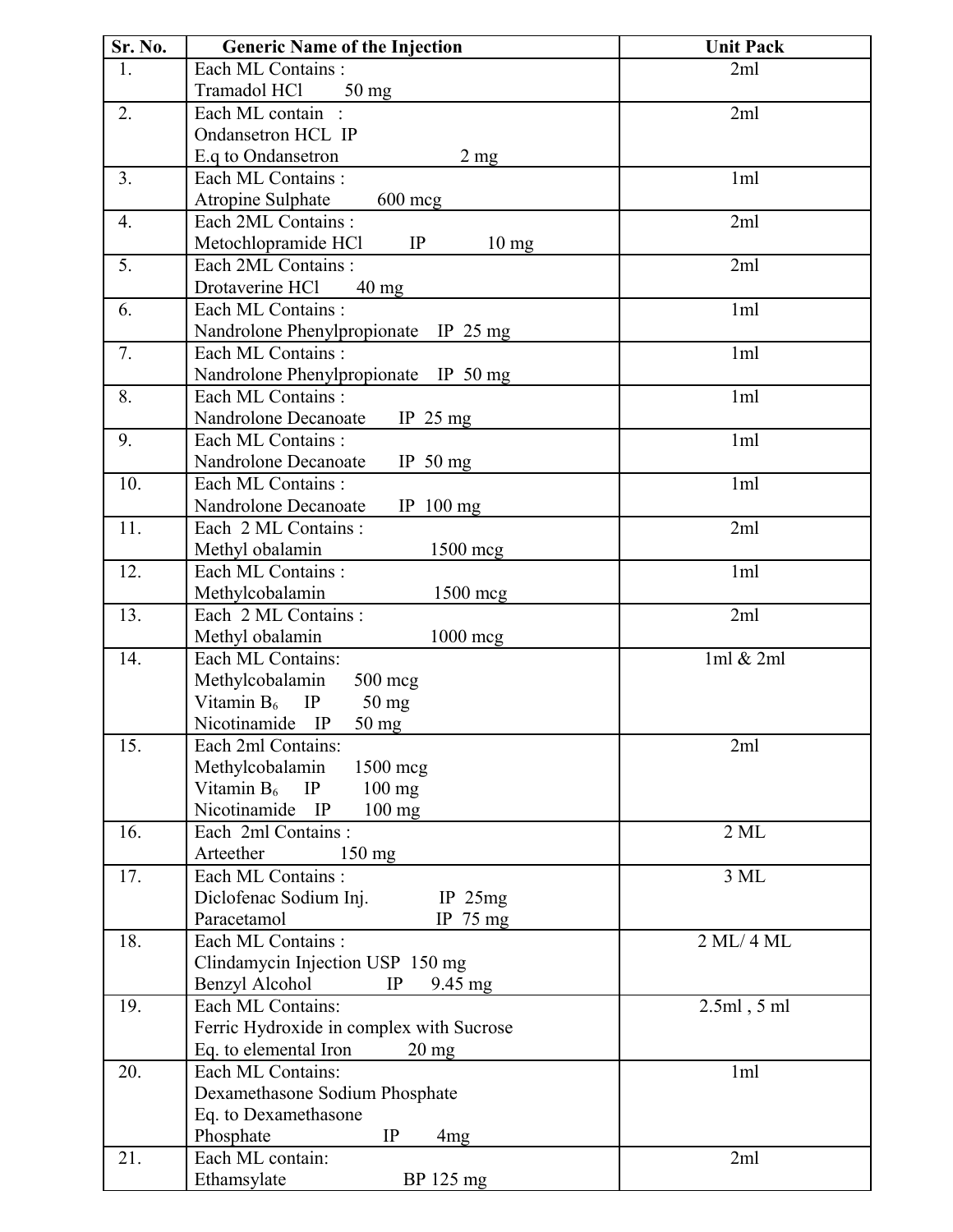| Sr. No. | Generic Name of the Injection | Unit Pack |
|---|---|---|
| 1. | Each ML Contains :<br>Tramadol HCl 50 mg | 2ml |
| 2. | Each ML contain :<br>Ondansetron HCL IP<br>E.q to Ondansetron 2 mg | 2ml |
| 3. | Each ML Contains :<br>Atropine Sulphate 600 mcg | 1ml |
| 4. | Each 2ML Contains :<br>Metochlopramide HCl IP 10 mg | 2ml |
| 5. | Each 2ML Contains :<br>Drotaverine HCl 40 mg | 2ml |
| 6. | Each ML Contains :<br>Nandrolone Phenylpropionate IP 25 mg | 1ml |
| 7. | Each ML Contains :<br>Nandrolone Phenylpropionate IP 50 mg | 1ml |
| 8. | Each ML Contains :<br>Nandrolone Decanoate IP 25 mg | 1ml |
| 9. | Each ML Contains :<br>Nandrolone Decanoate IP 50 mg | 1ml |
| 10. | Each ML Contains :<br>Nandrolone Decanoate IP 100 mg | 1ml |
| 11. | Each 2 ML Contains :<br>Methyl obalamin 1500 mcg | 2ml |
| 12. | Each ML Contains :<br>Methylcobalamin 1500 mcg | 1ml |
| 13. | Each 2 ML Contains :<br>Methyl obalamin 1000 mcg | 2ml |
| 14. | Each ML Contains:<br>Methylcobalamin 500 mcg<br>Vitamin $B_6$ IP 50 mg<br>Nicotinamide IP 50 mg | 1ml & 2ml |
| 15. | Each 2ml Contains:<br>Methylcobalamin 1500 mcg<br>Vitamin $B_6$ IP 100 mg<br>Nicotinamide IP 100 mg | 2ml |
| 16. | Each 2ml Contains :<br>Arteether 150 mg | 2 ML |
| 17. | Each ML Contains :<br>Diclofenac Sodium Inj. IP 25mg<br>Paracetamol IP 75 mg | 3 ML |
| 18. | Each ML Contains :<br>Clindamycin Injection USP 150 mg<br>Benzyl Alcohol IP 9.45 mg | 2 ML/ 4 ML |
| 19. | Each ML Contains:<br>Ferric Hydroxide in complex with Sucrose<br>Eq. to elemental Iron 20 mg | 2.5ml , 5 ml |
| 20. | Each ML Contains:<br>Dexamethasone Sodium Phosphate<br>Eq. to Dexamethasone<br>Phosphate IP 4mg | 1ml |
| 21. | Each ML contain:<br>Ethamsylate BP 125 mg | 2ml |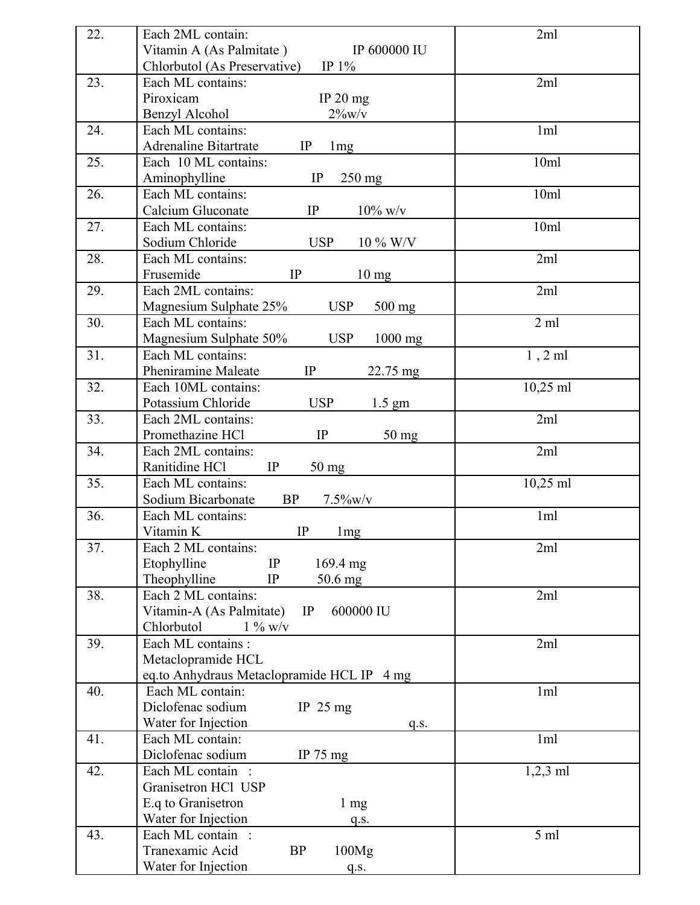| | | |
|---|---|---|
| 22. | Each 2ML contain:<br>Vitamin A (As Palmitate ) IP 600000 IU<br>Chlorbutol (As Preservative) IP 1% | 2ml |
| 23. | Each ML contains:<br>Piroxicam IP 20 mg<br>Benzyl Alcohol 2%w/v | 2ml |
| 24. | Each ML contains:<br>Adrenaline Bitartrate IP 1mg | 1ml |
| 25. | Each 10 ML contains:<br>Aminophylline IP 250 mg | 10ml |
| 26. | Each ML contains:<br>Calcium Gluconate IP 10% w/v | 10ml |
| 27. | Each ML contains:<br>Sodium Chloride USP 10 % W/V | 10ml |
| 28. | Each ML contains:<br>Frusemide IP 10 mg | 2ml |
| 29. | Each 2ML contains:<br>Magnesium Sulphate 25% USP 500 mg | 2ml |
| 30. | Each ML contains:<br>Magnesium Sulphate 50% USP 1000 mg | 2 ml |
| 31. | Each ML contains:<br>Pheniramine Maleate IP 22.75 mg | 1 , 2 ml |
| 32. | Each 10ML contains:<br>Potassium Chloride USP 1.5 gm | 10,25 ml |
| 33. | Each 2ML contains:<br>Promethazine HCl IP 50 mg | 2ml |
| 34. | Each 2ML contains:<br>Ranitidine HCl IP 50 mg | 2ml |
| 35. | Each ML contains:<br>Sodium Bicarbonate BP 7.5%w/v | 10,25 ml |
| 36. | Each ML contains:<br>Vitamin K IP 1mg | 1ml |
| 37. | Each 2 ML contains:<br>Etophylline IP 169.4 mg<br>Theophylline IP 50.6 mg | 2ml |
| 38. | Each 2 ML contains:<br>Vitamin-A (As Palmitate) IP 600000 IU<br>Chlorbutol 1 % w/v | 2ml |
| 39. | Each ML contains :<br>Metaclopramide HCL<br>eq.to Anhydraus Metaclopramide HCL IP 4 mg | 2ml |
| 40. | Each ML contain:<br>Diclofenac sodium IP 25 mg<br>Water for Injection q.s. | 1ml |
| 41. | Each ML contain:<br>Diclofenac sodium IP 75 mg | 1ml |
| 42. | Each ML contain :<br>Granisetron HCl USP<br>E.q to Granisetron 1 mg<br>Water for Injection q.s. | 1,2,3 ml |
| 43. | Each ML contain :<br>Tranexamic Acid BP 100Mg<br>Water for Injection q.s. | 5 ml |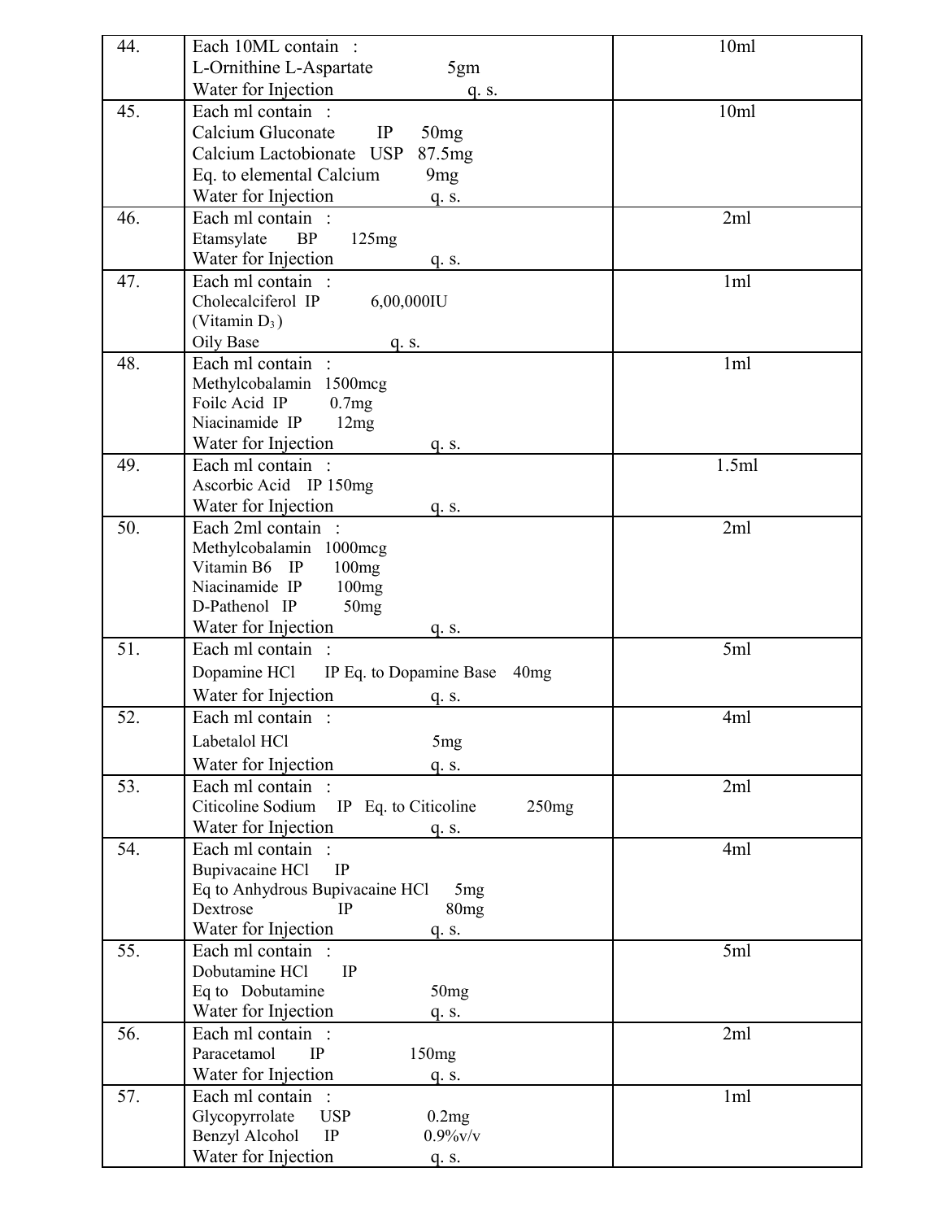| | | |
|---|---|---|
| 44. | Each 10ML contain :<br>L-Ornithine L-Aspartate 5gm<br>Water for Injection q. s. | 10ml |
| 45. | Each ml contain :<br>Calcium Gluconate IP 50mg<br>Calcium Lactobionate USP 87.5mg<br>Eq. to elemental Calcium 9mg<br>Water for Injection q. s. | 10ml |
| 46. | Each ml contain :<br>Etamsylate BP 125mg<br>Water for Injection q. s. | 2ml |
| 47. | Each ml contain :<br>Cholecalciferol IP 6,00,000IU<br>(Vitamin $D_3$)<br>Oily Base q. s. | 1ml |
| 48. | Each ml contain :<br>Methylcobalamin 1500mcg<br>Foilc Acid IP 0.7mg<br>Niacinamide IP 12mg<br>Water for Injection q. s. | 1ml |
| 49. | Each ml contain :<br>Ascorbic Acid IP 150mg<br>Water for Injection q. s. | 1.5ml |
| 50. | Each 2ml contain :<br>Methylcobalamin 1000mcg<br>Vitamin B6 IP 100mg<br>Niacinamide IP 100mg<br>D-Pathenol IP 50mg<br>Water for Injection q. s. | 2ml |
| 51. | Each ml contain :<br>Dopamine HCl IP Eq. to Dopamine Base 40mg<br>Water for Injection q. s. | 5ml |
| 52. | Each ml contain :<br>Labetalol HCl 5mg<br>Water for Injection q. s. | 4ml |
| 53. | Each ml contain :<br>Citicoline Sodium IP Eq. to Citicoline 250mg<br>Water for Injection q. s. | 2ml |
| 54. | Each ml contain :<br>Bupivacaine HCl IP<br>Eq to Anhydrous Bupivacaine HCl 5mg<br>Dextrose IP 80mg<br>Water for Injection q. s. | 4ml |
| 55. | Each ml contain :<br>Dobutamine HCl IP<br>Eq to Dobutamine 50mg<br>Water for Injection q. s. | 5ml |
| 56. | Each ml contain :<br>Paracetamol IP 150mg<br>Water for Injection q. s. | 2ml |
| 57. | Each ml contain :<br>Glycopyrrolate USP 0.2mg<br>Benzyl Alcohol IP 0.9%v/v<br>Water for Injection q. s. | 1ml |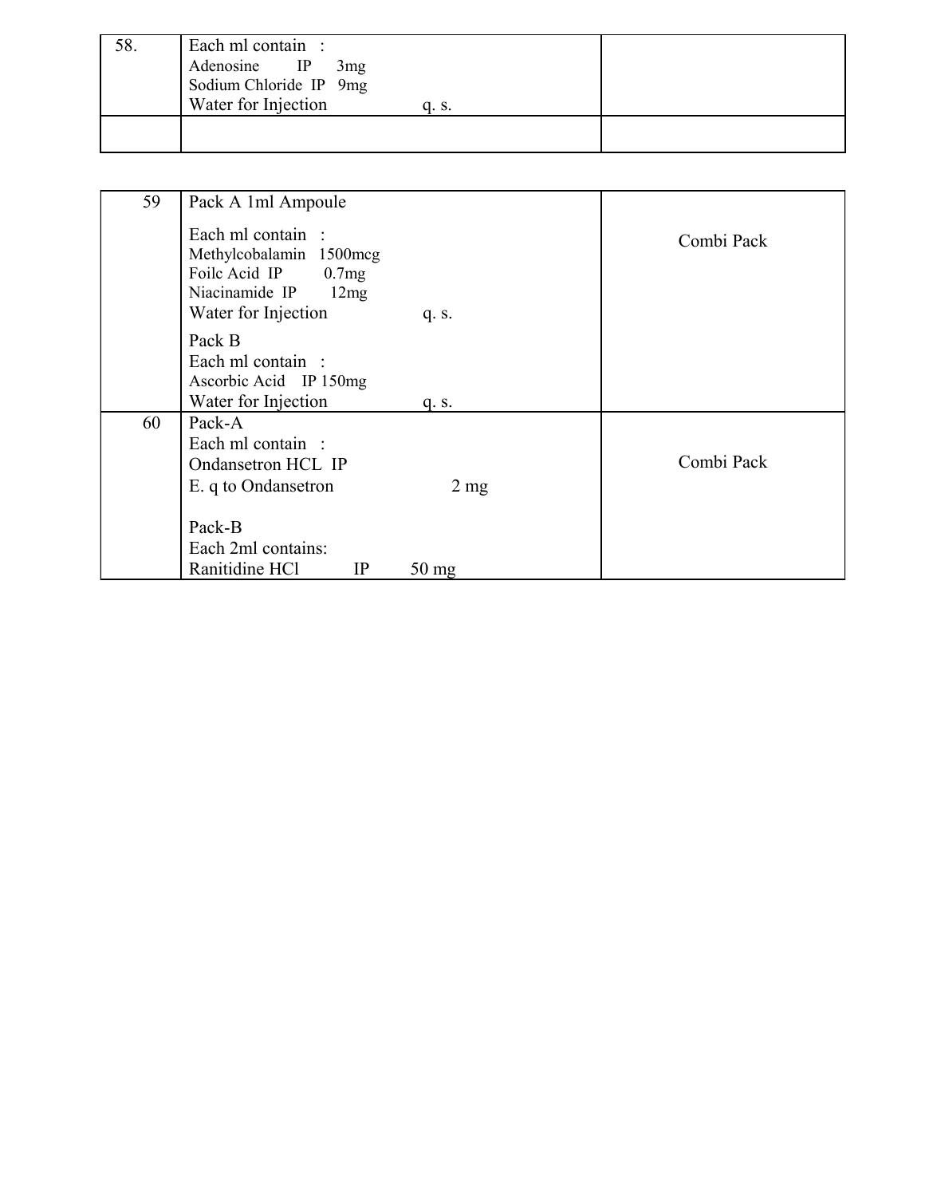| | | |
|---|---|---|
| 58. | Each ml contain :<br>Adenosine IP 3mg<br>Sodium Chloride IP 9mg<br>Water for Injection q. s. | |
| | | |

| | | |
|---|---|---|
| 59 | Pack A 1ml Ampoule<br>Each ml contain :<br>Methylcobalamin 1500mcg<br>Foilc Acid IP 0.7mg<br>Niacinamide IP 12mg<br>Water for Injection q. s.<br>Pack B<br>Each ml contain :<br>Ascorbic Acid IP 150mg<br>Water for Injection q. s. | Combi Pack |
| 60 | Pack-A<br>Each ml contain :<br>Ondansetron HCL IP<br>E. q to Ondansetron 2 mg<br><br>Pack-B<br>Each 2ml contains:<br>Ranitidine HCl IP 50 mg | Combi Pack |